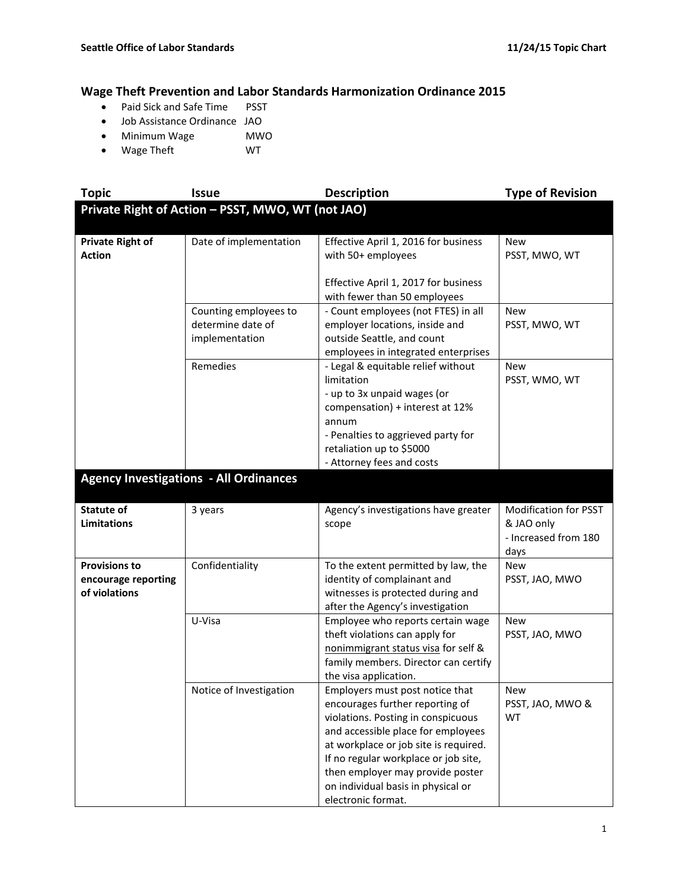## Wage Theft Prevention and Labor Standards Harmonization Ordinance 2015

- Paid Sick and Safe Time PSST
- Job Assistance Ordinance JAO
- Minimum Wage MWO
- Wage Theft WT

| Topic | Issue | Description | Type of Revision |
|---|---|---|---|
| **Private Right of Action – PSST, MWO, WT (not JAO)** | | | |
| **Private Right of Action** | Date of implementation | Effective April 1, 2016 for business with 50+ employees<br><br>Effective April 1, 2017 for business with fewer than 50 employees | New<br>PSST, MWO, WT |
| | Counting employees to determine date of implementation | - Count employees (not FTES) in all employer locations, inside and outside Seattle, and count employees in integrated enterprises | New<br>PSST, MWO, WT |
| | Remedies | - Legal & equitable relief without limitation<br>- up to 3x unpaid wages (or compensation) + interest at 12% annum<br>- Penalties to aggrieved party for retaliation up to $5000<br>- Attorney fees and costs | New<br>PSST, WMO, WT |
| **Agency Investigations - All Ordinances** | | | |
| **Statute of Limitations** | 3 years | Agency's investigations have greater scope | Modification for PSST & JAO only<br>- Increased from 180 days |
| **Provisions to encourage reporting of violations** | Confidentiality | To the extent permitted by law, the identity of complainant and witnesses is protected during and after the Agency's investigation | New<br>PSST, JAO, MWO |
| | U-Visa | Employee who reports certain wage theft violations can apply for nonimmigrant status visa for self & family members. Director can certify the visa application. | New<br>PSST, JAO, MWO |
| | Notice of Investigation | Employers must post notice that encourages further reporting of violations. Posting in conspicuous and accessible place for employees at workplace or job site is required. If no regular workplace or job site, then employer may provide poster on individual basis in physical or electronic format. | New<br>PSST, JAO, MWO & WT |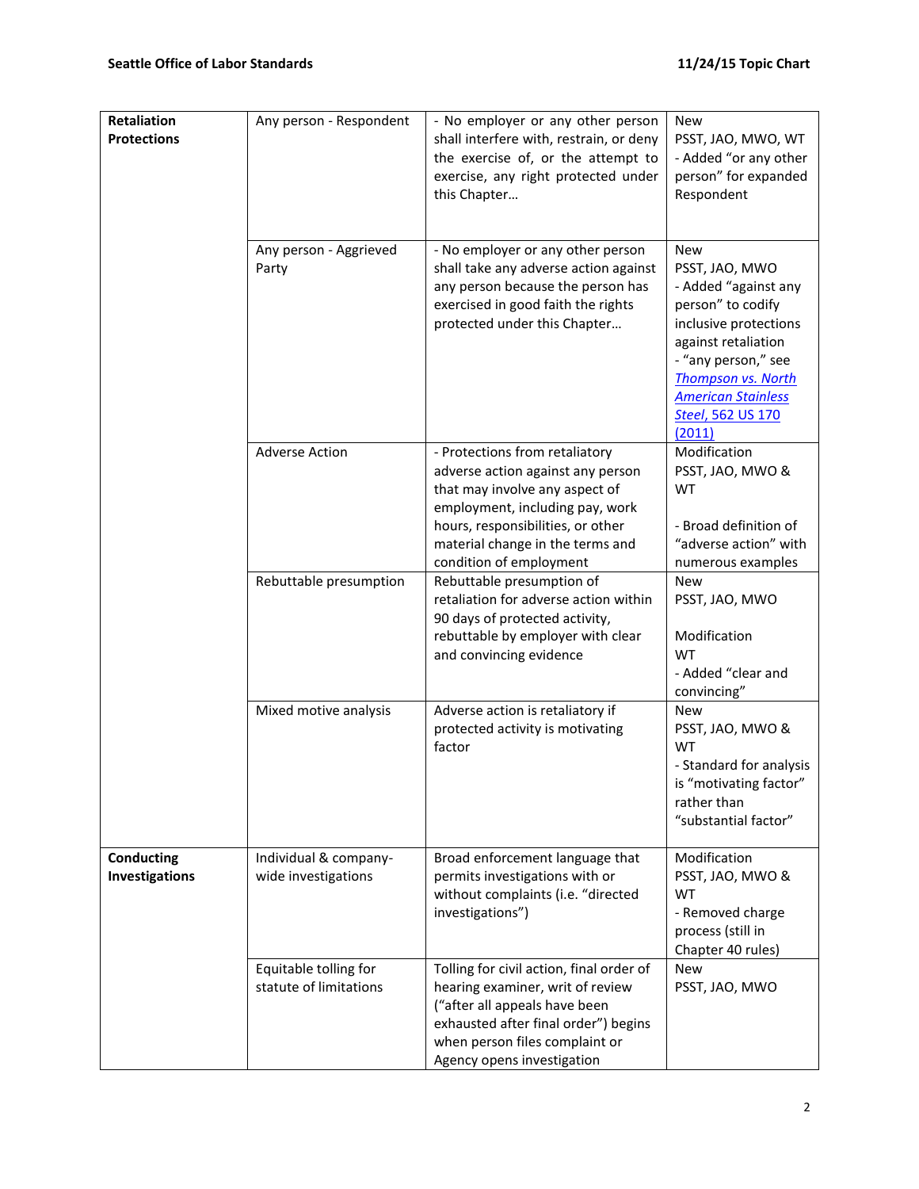| **Retaliation Protections** | Any person - Respondent | - No employer or any other person shall interfere with, restrain, or deny the exercise of, or the attempt to exercise, any right protected under this Chapter… | New<br>PSST, JAO, MWO, WT<br>- Added "or any other person" for expanded Respondent |
|---|---|---|---|
| | Any person - Aggrieved Party | - No employer or any other person shall take any adverse action against any person because the person has exercised in good faith the rights protected under this Chapter… | New<br>PSST, JAO, MWO<br>- Added "against any person" to codify inclusive protections against retaliation<br>- "any person," see *Thompson vs. North American Stainless Steel*, 562 US 170 (2011) |
| | Adverse Action | - Protections from retaliatory adverse action against any person that may involve any aspect of employment, including pay, work hours, responsibilities, or other material change in the terms and condition of employment | Modification<br>PSST, JAO, MWO & WT<br><br>- Broad definition of "adverse action" with numerous examples |
| | Rebuttable presumption | Rebuttable presumption of retaliation for adverse action within 90 days of protected activity, rebuttable by employer with clear and convincing evidence | New<br>PSST, JAO, MWO<br><br>Modification<br>WT<br>- Added "clear and convincing" |
| | Mixed motive analysis | Adverse action is retaliatory if protected activity is motivating factor | New<br>PSST, JAO, MWO & WT<br>- Standard for analysis is "motivating factor" rather than "substantial factor" |
| **Conducting Investigations** | Individual & company-wide investigations | Broad enforcement language that permits investigations with or without complaints (i.e. "directed investigations") | Modification<br>PSST, JAO, MWO & WT<br>- Removed charge process (still in Chapter 40 rules) |
| | Equitable tolling for statute of limitations | Tolling for civil action, final order of hearing examiner, writ of review ("after all appeals have been exhausted after final order") begins when person files complaint or Agency opens investigation | New<br>PSST, JAO, MWO |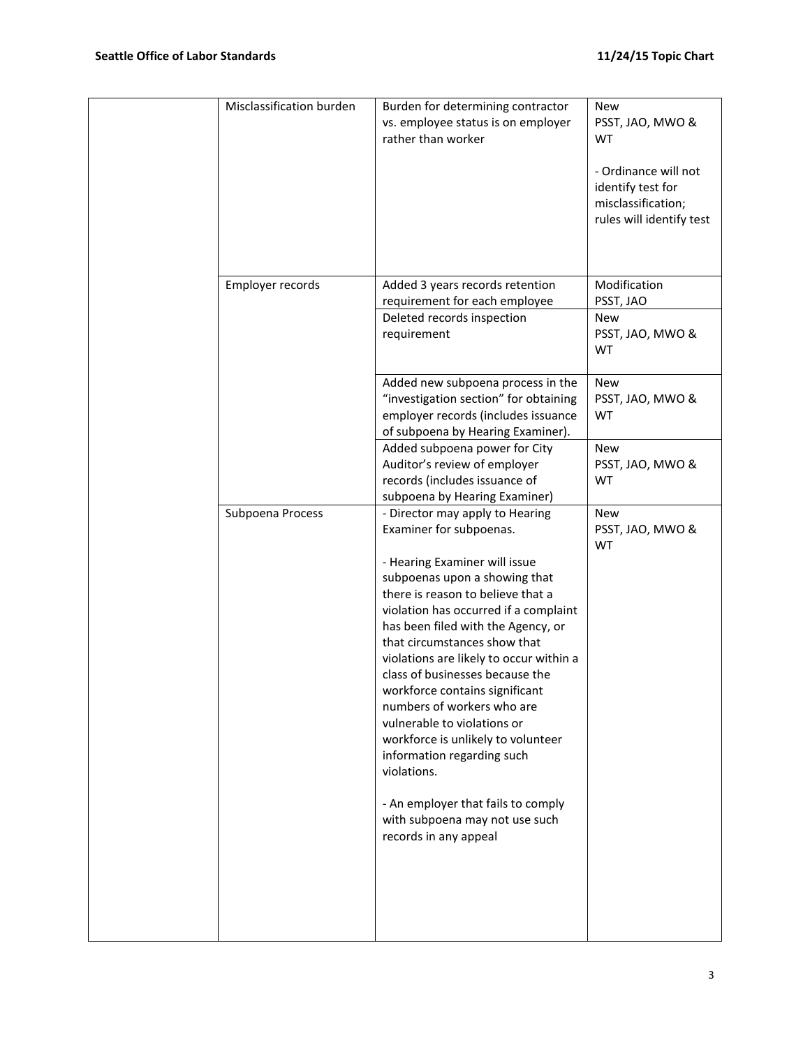| | | | |
|---|---|---|---|
| | Misclassification burden | Burden for determining contractor vs. employee status is on employer rather than worker | New<br>PSST, JAO, MWO & WT<br><br>- Ordinance will not identify test for misclassification; rules will identify test |
| | Employer records | Added 3 years records retention requirement for each employee | Modification<br>PSST, JAO |
| | | Deleted records inspection requirement | New<br>PSST, JAO, MWO & WT |
| | | Added new subpoena process in the "investigation section" for obtaining employer records (includes issuance of subpoena by Hearing Examiner). | New<br>PSST, JAO, MWO & WT |
| | | Added subpoena power for City Auditor's review of employer records (includes issuance of subpoena by Hearing Examiner) | New<br>PSST, JAO, MWO & WT |
| | Subpoena Process | - Director may apply to Hearing Examiner for subpoenas.<br><br>- Hearing Examiner will issue subpoenas upon a showing that there is reason to believe that a violation has occurred if a complaint has been filed with the Agency, or that circumstances show that violations are likely to occur within a class of businesses because the workforce contains significant numbers of workers who are vulnerable to violations or workforce is unlikely to volunteer information regarding such violations.<br><br>- An employer that fails to comply with subpoena may not use such records in any appeal | New<br>PSST, JAO, MWO & WT |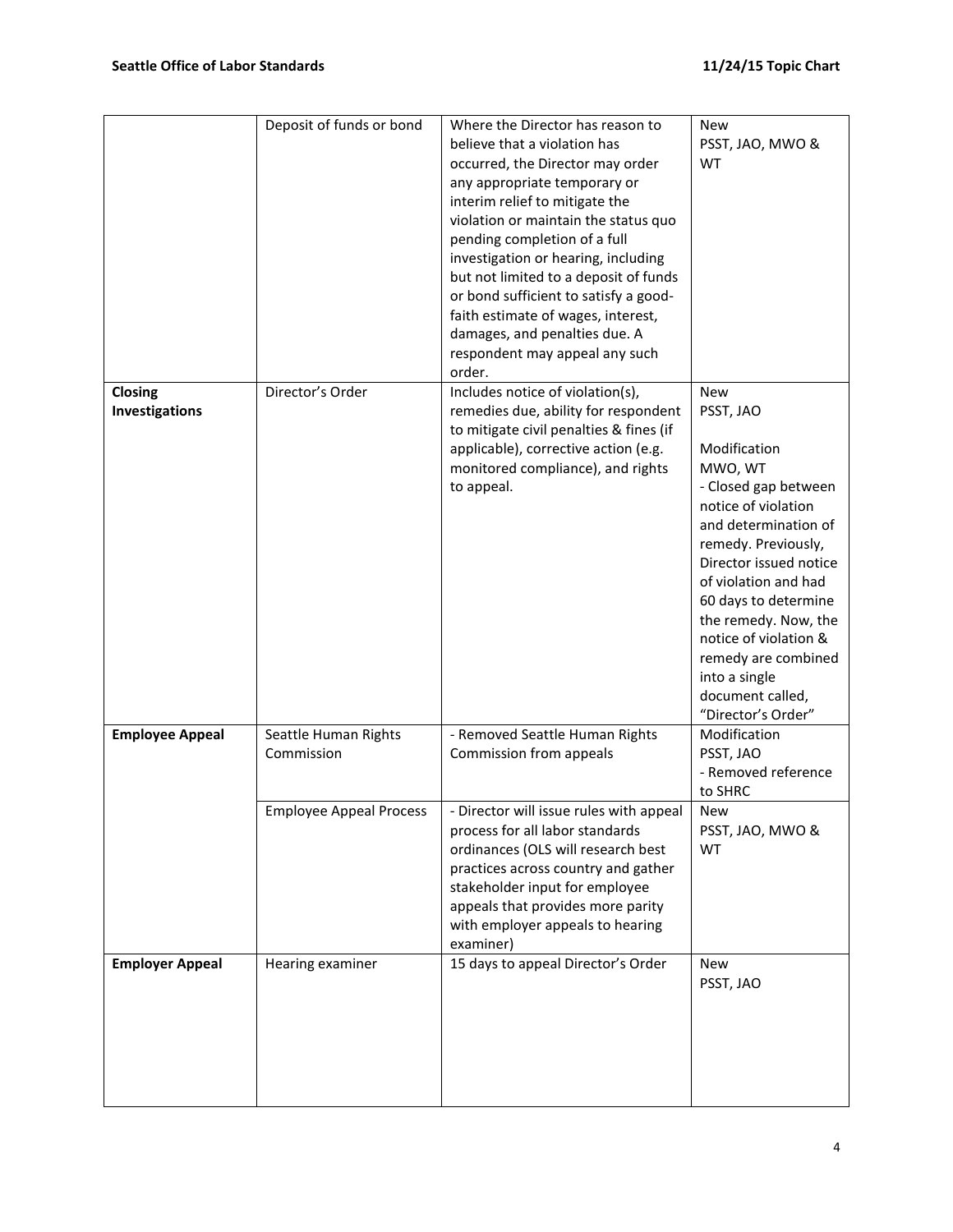| | | | |
|---|---|---|---|
| | Deposit of funds or bond | Where the Director has reason to believe that a violation has occurred, the Director may order any appropriate temporary or interim relief to mitigate the violation or maintain the status quo pending completion of a full investigation or hearing, including but not limited to a deposit of funds or bond sufficient to satisfy a good-faith estimate of wages, interest, damages, and penalties due. A respondent may appeal any such order. | New<br>PSST, JAO, MWO & WT |
| **Closing Investigations** | Director's Order | Includes notice of violation(s), remedies due, ability for respondent to mitigate civil penalties & fines (if applicable), corrective action (e.g. monitored compliance), and rights to appeal. | New<br>PSST, JAO<br><br>Modification<br>MWO, WT<br>- Closed gap between notice of violation and determination of remedy. Previously, Director issued notice of violation and had 60 days to determine the remedy. Now, the notice of violation & remedy are combined into a single document called, "Director's Order" |
| **Employee Appeal** | Seattle Human Rights Commission | - Removed Seattle Human Rights Commission from appeals | Modification<br>PSST, JAO<br>- Removed reference to SHRC |
| | Employee Appeal Process | - Director will issue rules with appeal process for all labor standards ordinances (OLS will research best practices across country and gather stakeholder input for employee appeals that provides more parity with employer appeals to hearing examiner) | New<br>PSST, JAO, MWO & WT |
| **Employer Appeal** | Hearing examiner | 15 days to appeal Director's Order | New<br>PSST, JAO |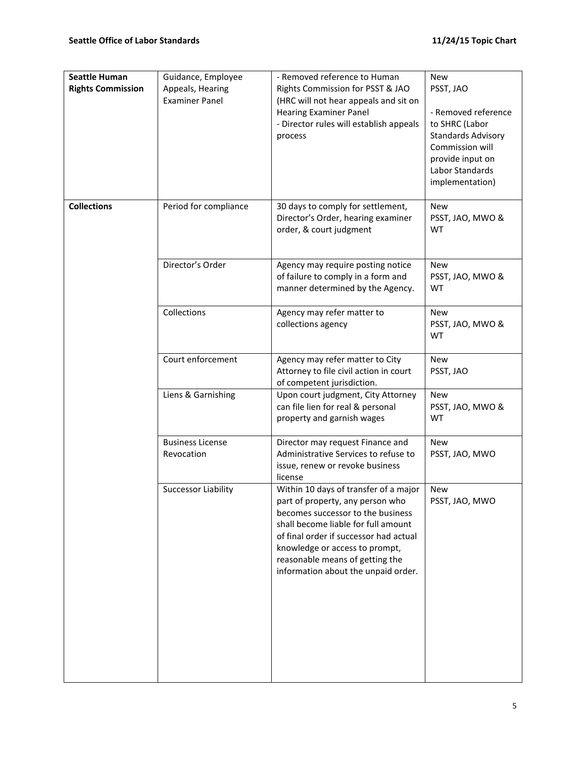| **Seattle Human Rights Commission** | Guidance, Employee Appeals, Hearing Examiner Panel | - Removed reference to Human Rights Commission for PSST & JAO (HRC will not hear appeals and sit on Hearing Examiner Panel<br>- Director rules will establish appeals process | New<br>PSST, JAO<br><br>- Removed reference to SHRC (Labor Standards Advisory Commission will provide input on Labor Standards implementation) |
|---|---|---|---|
| **Collections** | Period for compliance | 30 days to comply for settlement, Director's Order, hearing examiner order, & court judgment | New<br>PSST, JAO, MWO & WT |
| | Director's Order | Agency may require posting notice of failure to comply in a form and manner determined by the Agency. | New<br>PSST, JAO, MWO & WT |
| | Collections | Agency may refer matter to collections agency | New<br>PSST, JAO, MWO & WT |
| | Court enforcement | Agency may refer matter to City Attorney to file civil action in court of competent jurisdiction. | New<br>PSST, JAO |
| | Liens & Garnishing | Upon court judgment, City Attorney can file lien for real & personal property and garnish wages | New<br>PSST, JAO, MWO & WT |
| | Business License Revocation | Director may request Finance and Administrative Services to refuse to issue, renew or revoke business license | New<br>PSST, JAO, MWO |
| | Successor Liability | Within 10 days of transfer of a major part of property, any person who becomes successor to the business shall become liable for full amount of final order if successor had actual knowledge or access to prompt, reasonable means of getting the information about the unpaid order. | New<br>PSST, JAO, MWO |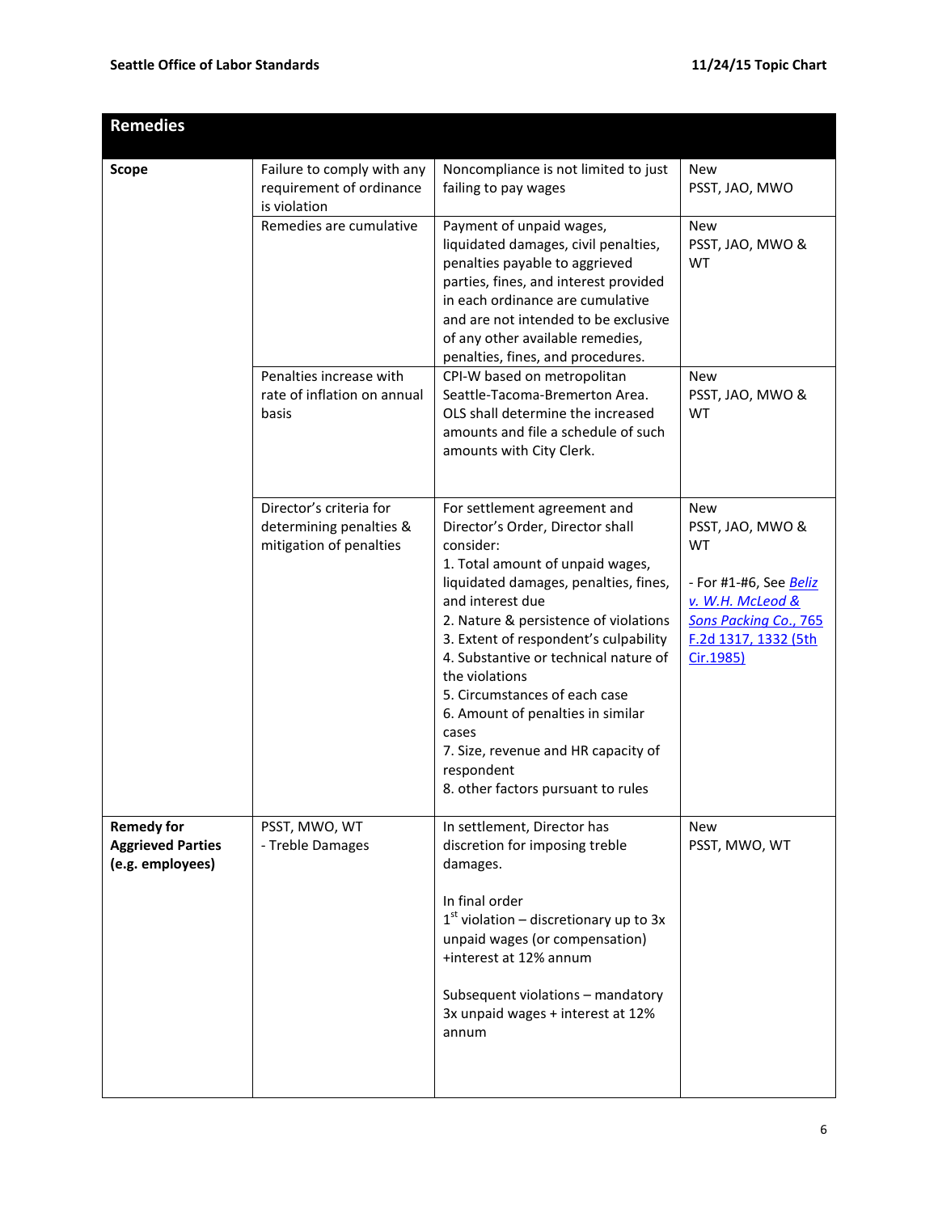| **Remedies** | | | |
|---|---|---|---|
| **Scope** | Failure to comply with any requirement of ordinance is violation | Noncompliance is not limited to just failing to pay wages | New<br>PSST, JAO, MWO |
| | Remedies are cumulative | Payment of unpaid wages, liquidated damages, civil penalties, penalties payable to aggrieved parties, fines, and interest provided in each ordinance are cumulative and are not intended to be exclusive of any other available remedies, penalties, fines, and procedures. | New<br>PSST, JAO, MWO & WT |
| | Penalties increase with rate of inflation on annual basis | CPI-W based on metropolitan Seattle-Tacoma-Bremerton Area. OLS shall determine the increased amounts and file a schedule of such amounts with City Clerk. | New<br>PSST, JAO, MWO & WT |
| | Director's criteria for determining penalties & mitigation of penalties | For settlement agreement and Director's Order, Director shall consider:<br>1. Total amount of unpaid wages, liquidated damages, penalties, fines, and interest due<br>2. Nature & persistence of violations<br>3. Extent of respondent's culpability<br>4. Substantive or technical nature of the violations<br>5. Circumstances of each case<br>6. Amount of penalties in similar cases<br>7. Size, revenue and HR capacity of respondent<br>8. other factors pursuant to rules | New<br>PSST, JAO, MWO & WT<br><br>- For #1-#6, See *Beliz v. W.H. McLeod & Sons Packing Co.*, 765 F.2d 1317, 1332 (5th Cir.1985) |
| **Remedy for Aggrieved Parties (e.g. employees)** | PSST, MWO, WT<br>- Treble Damages | In settlement, Director has discretion for imposing treble damages.<br><br>In final order<br>1st violation – discretionary up to 3x unpaid wages (or compensation) +interest at 12% annum<br><br>Subsequent violations – mandatory 3x unpaid wages + interest at 12% annum | New<br>PSST, MWO, WT |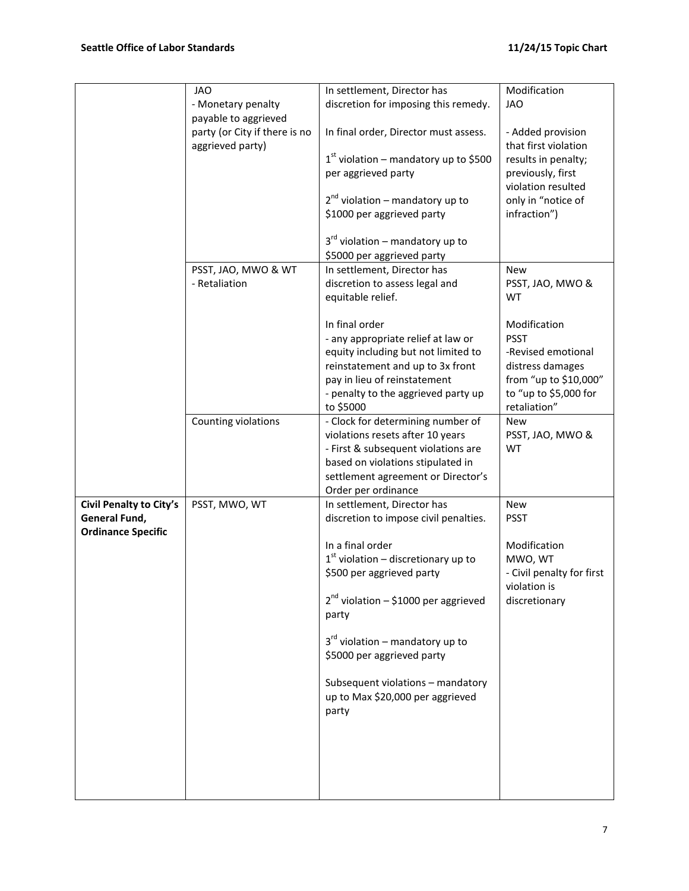| | | | |
|---|---|---|---|
| | JAO<br>- Monetary penalty payable to aggrieved party (or City if there is no aggrieved party) | In settlement, Director has discretion for imposing this remedy.<br><br>In final order, Director must assess.<br><br>1st violation – mandatory up to $500 per aggrieved party<br><br>2nd violation – mandatory up to $1000 per aggrieved party<br><br>3rd violation – mandatory up to $5000 per aggrieved party | Modification<br>JAO<br><br>- Added provision that first violation results in penalty; previously, first violation resulted only in "notice of infraction") |
| | PSST, JAO, MWO & WT<br>- Retaliation | In settlement, Director has discretion to assess legal and equitable relief.<br><br>In final order<br>- any appropriate relief at law or equity including but not limited to reinstatement and up to 3x front pay in lieu of reinstatement<br>- penalty to the aggrieved party up to $5000 | New<br>PSST, JAO, MWO & WT<br><br>Modification<br>PSST<br>-Revised emotional distress damages from "up to $10,000" to "up to $5,000 for retaliation" |
| | Counting violations | - Clock for determining number of violations resets after 10 years<br>- First & subsequent violations are based on violations stipulated in settlement agreement or Director's Order per ordinance | New<br>PSST, JAO, MWO & WT |
| **Civil Penalty to City's General Fund, Ordinance Specific** | PSST, MWO, WT | In settlement, Director has discretion to impose civil penalties.<br><br>In a final order<br>1st violation – discretionary up to $500 per aggrieved party<br><br>2nd violation – $1000 per aggrieved party<br><br>3rd violation – mandatory up to $5000 per aggrieved party<br><br>Subsequent violations – mandatory up to Max $20,000 per aggrieved party | New<br>PSST<br><br>Modification<br>MWO, WT<br>- Civil penalty for first violation is discretionary |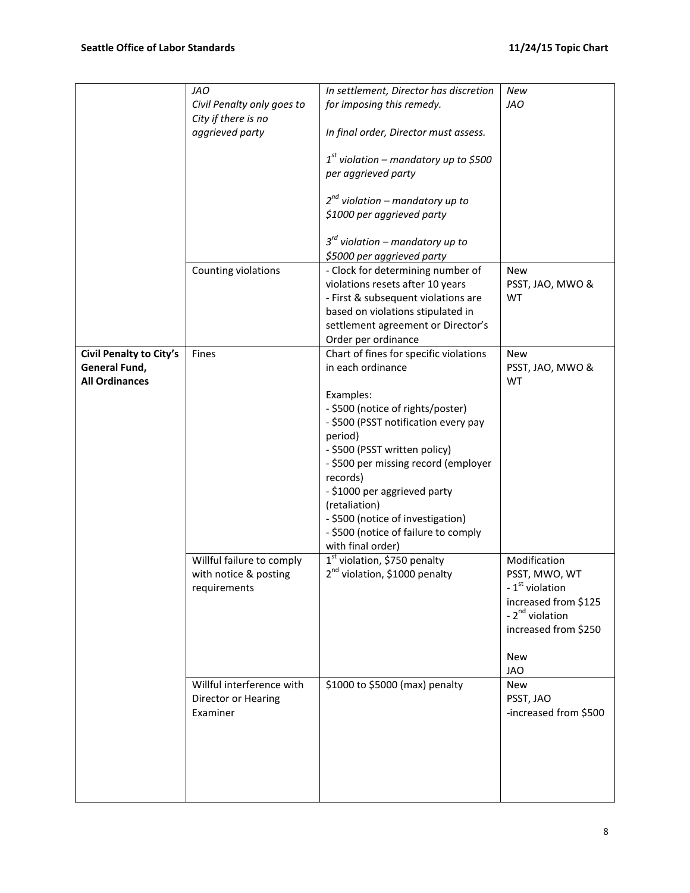| | | | |
|---|---|---|---|
| | *JAO*<br>*Civil Penalty only goes to City if there is no aggrieved party* | *In settlement, Director has discretion for imposing this remedy.*<br><br>*In final order, Director must assess.*<br><br>*1st violation – mandatory up to $500 per aggrieved party*<br><br>*2nd violation – mandatory up to $1000 per aggrieved party*<br><br>*3rd violation – mandatory up to $5000 per aggrieved party* | *New*<br>*JAO* |
| | Counting violations | - Clock for determining number of violations resets after 10 years<br>- First & subsequent violations are based on violations stipulated in settlement agreement or Director's Order per ordinance | New<br>PSST, JAO, MWO & WT |
| **Civil Penalty to City's General Fund, All Ordinances** | Fines | Chart of fines for specific violations in each ordinance<br><br>Examples:<br>- $500 (notice of rights/poster)<br>- $500 (PSST notification every pay period)<br>- $500 (PSST written policy)<br>- $500 per missing record (employer records)<br>- $1000 per aggrieved party (retaliation)<br>- $500 (notice of investigation)<br>- $500 (notice of failure to comply with final order) | New<br>PSST, JAO, MWO & WT |
| | Willful failure to comply with notice & posting requirements | 1st violation, $750 penalty<br>2nd violation, $1000 penalty | Modification<br>PSST, MWO, WT<br>- 1st violation increased from $125<br>- 2nd violation increased from $250<br><br>New<br>JAO |
| | Willful interference with Director or Hearing Examiner | $1000 to $5000 (max) penalty | New<br>PSST, JAO<br>-increased from $500 |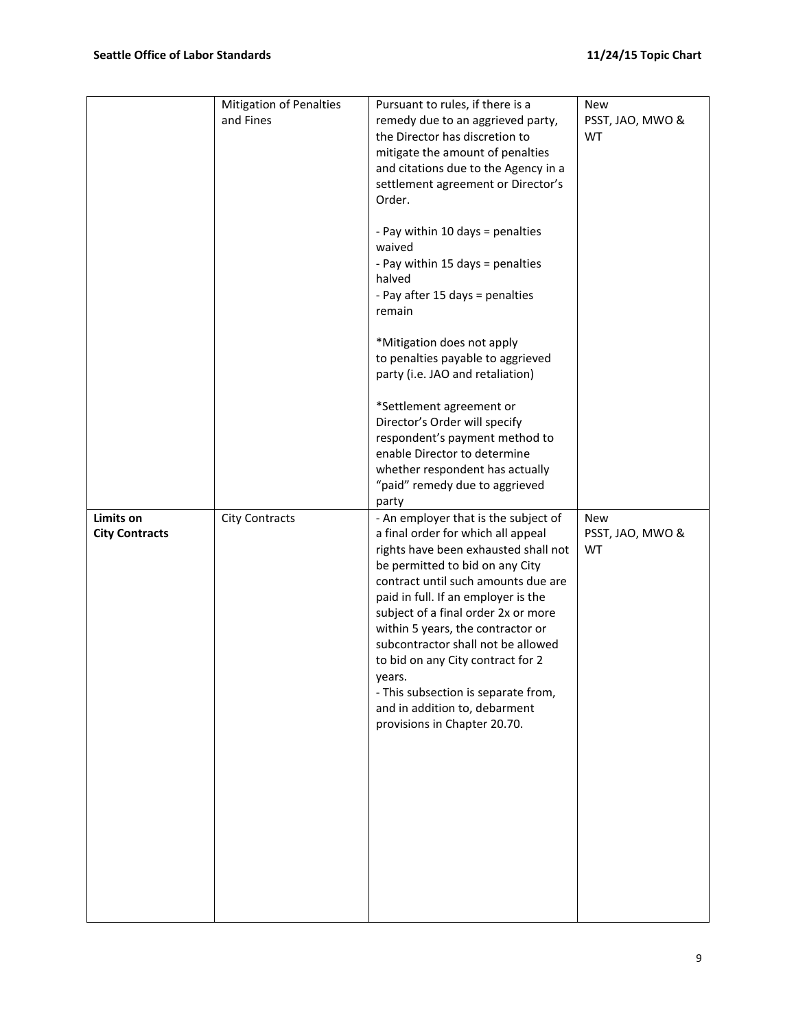| | | | |
|---|---|---|---|
| | Mitigation of Penalties and Fines | Pursuant to rules, if there is a remedy due to an aggrieved party, the Director has discretion to mitigate the amount of penalties and citations due to the Agency in a settlement agreement or Director's Order.<br><br>- Pay within 10 days = penalties waived<br>- Pay within 15 days = penalties halved<br>- Pay after 15 days = penalties remain<br><br>*Mitigation does not apply to penalties payable to aggrieved party (i.e. JAO and retaliation)<br><br>*Settlement agreement or Director's Order will specify respondent's payment method to enable Director to determine whether respondent has actually "paid" remedy due to aggrieved party | New<br>PSST, JAO, MWO & WT |
| **Limits on City Contracts** | City Contracts | - An employer that is the subject of a final order for which all appeal rights have been exhausted shall not be permitted to bid on any City contract until such amounts due are paid in full. If an employer is the subject of a final order 2x or more within 5 years, the contractor or subcontractor shall not be allowed to bid on any City contract for 2 years.<br>- This subsection is separate from, and in addition to, debarment provisions in Chapter 20.70. | New<br>PSST, JAO, MWO & WT |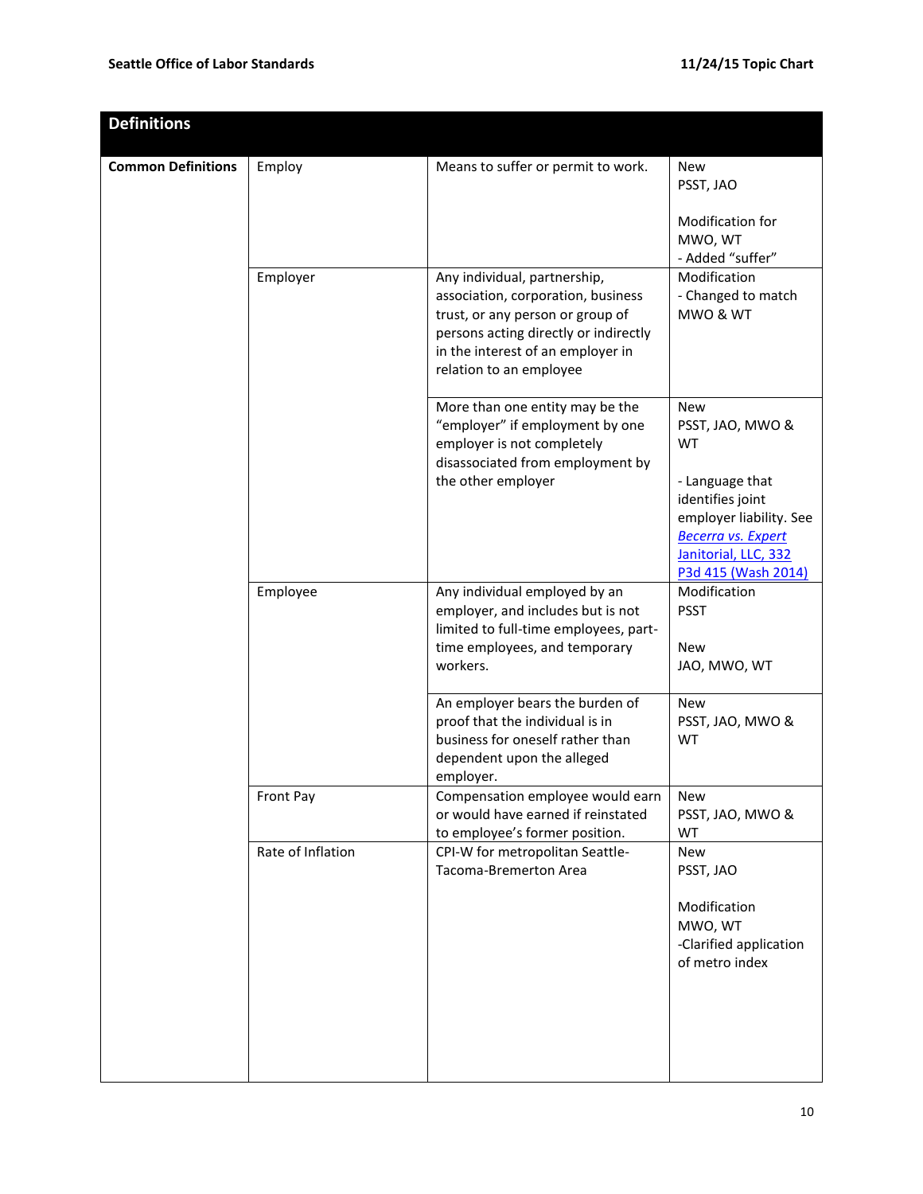| Definitions | | | |
|---|---|---|---|
| **Common Definitions** | Employ | Means to suffer or permit to work. | New<br>PSST, JAO<br><br>Modification for MWO, WT<br>- Added "suffer" |
| | Employer | Any individual, partnership, association, corporation, business trust, or any person or group of persons acting directly or indirectly in the interest of an employer in relation to an employee | Modification<br>- Changed to match MWO & WT |
| | | More than one entity may be the "employer" if employment by one employer is not completely disassociated from employment by the other employer | New<br>PSST, JAO, MWO & WT<br><br>- Language that identifies joint employer liability. See *Becerra vs. Expert Janitorial, LLC, 332 P3d 415 (Wash 2014)* |
| | Employee | Any individual employed by an employer, and includes but is not limited to full-time employees, part-time employees, and temporary workers. | Modification<br>PSST<br><br>New<br>JAO, MWO, WT |
| | | An employer bears the burden of proof that the individual is in business for oneself rather than dependent upon the alleged employer. | New<br>PSST, JAO, MWO & WT |
| | Front Pay | Compensation employee would earn or would have earned if reinstated to employee's former position. | New<br>PSST, JAO, MWO & WT |
| | Rate of Inflation | CPI-W for metropolitan Seattle-Tacoma-Bremerton Area | New<br>PSST, JAO<br><br>Modification<br>MWO, WT<br>-Clarified application of metro index |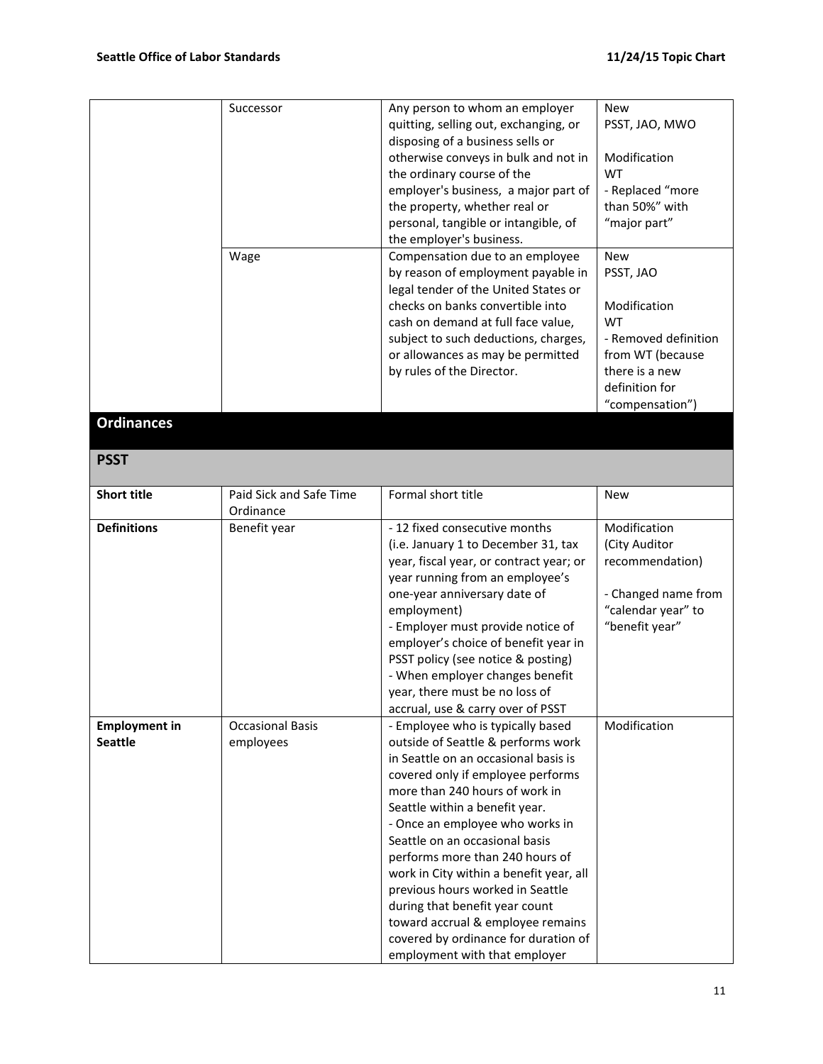| | | | |
|---|---|---|---|
| | Successor | Any person to whom an employer quitting, selling out, exchanging, or disposing of a business sells or otherwise conveys in bulk and not in the ordinary course of the employer's business, a major part of the property, whether real or personal, tangible or intangible, of the employer's business. | New<br>PSST, JAO, MWO<br><br>Modification<br>WT<br>- Replaced "more than 50%" with "major part" |
| | Wage | Compensation due to an employee by reason of employment payable in legal tender of the United States or checks on banks convertible into cash on demand at full face value, subject to such deductions, charges, or allowances as may be permitted by rules of the Director. | New<br>PSST, JAO<br><br>Modification<br>WT<br>- Removed definition from WT (because there is a new definition for "compensation") |

## Ordinances

### PSST

| | | | |
|---|---|---|---|
| **Short title** | Paid Sick and Safe Time Ordinance | Formal short title | New |
| **Definitions** | Benefit year | - 12 fixed consecutive months (i.e. January 1 to December 31, tax year, fiscal year, or contract year; or year running from an employee's one-year anniversary date of employment)<br>- Employer must provide notice of employer's choice of benefit year in PSST policy (see notice & posting)<br>- When employer changes benefit year, there must be no loss of accrual, use & carry over of PSST | Modification (City Auditor recommendation)<br><br>- Changed name from "calendar year" to "benefit year" |
| **Employment in Seattle** | Occasional Basis employees | - Employee who is typically based outside of Seattle & performs work in Seattle on an occasional basis is covered only if employee performs more than 240 hours of work in Seattle within a benefit year.<br>- Once an employee who works in Seattle on an occasional basis performs more than 240 hours of work in City within a benefit year, all previous hours worked in Seattle during that benefit year count toward accrual & employee remains covered by ordinance for duration of employment with that employer | Modification |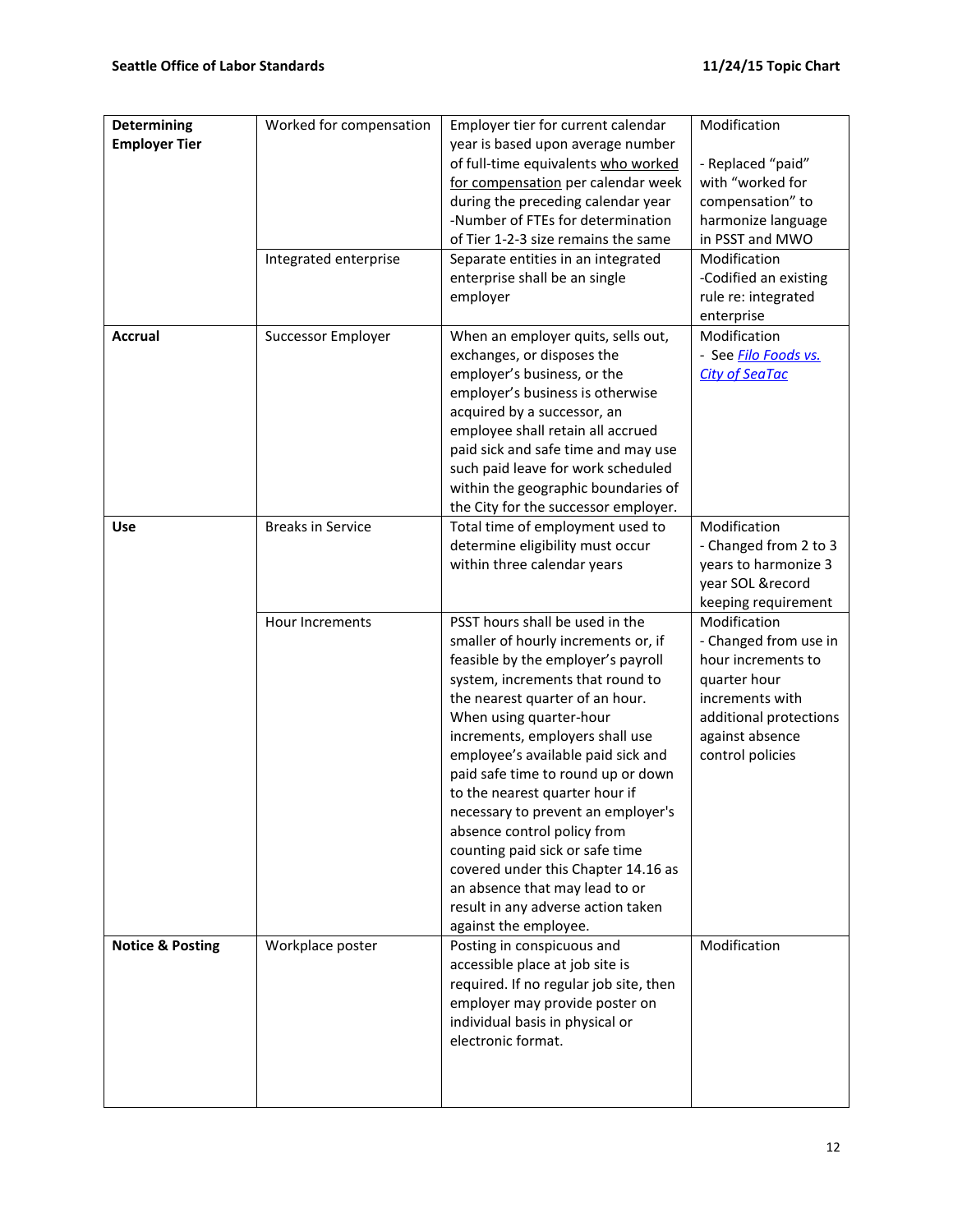| | | | |
|---|---|---|---|
| **Determining Employer Tier** | Worked for compensation | Employer tier for current calendar year is based upon average number of full-time equivalents who worked for compensation per calendar week during the preceding calendar year<br>-Number of FTEs for determination of Tier 1-2-3 size remains the same | Modification<br><br>- Replaced "paid" with "worked for compensation" to harmonize language in PSST and MWO |
| | Integrated enterprise | Separate entities in an integrated enterprise shall be an single employer | Modification<br>-Codified an existing rule re: integrated enterprise |
| **Accrual** | Successor Employer | When an employer quits, sells out, exchanges, or disposes the employer's business, or the employer's business is otherwise acquired by a successor, an employee shall retain all accrued paid sick and safe time and may use such paid leave for work scheduled within the geographic boundaries of the City for the successor employer. | Modification<br>- See *Filo Foods vs. City of SeaTac* |
| **Use** | Breaks in Service | Total time of employment used to determine eligibility must occur within three calendar years | Modification<br>- Changed from 2 to 3 years to harmonize 3 year SOL &record keeping requirement |
| | Hour Increments | PSST hours shall be used in the smaller of hourly increments or, if feasible by the employer's payroll system, increments that round to the nearest quarter of an hour. When using quarter-hour increments, employers shall use employee's available paid sick and paid safe time to round up or down to the nearest quarter hour if necessary to prevent an employer's absence control policy from counting paid sick or safe time covered under this Chapter 14.16 as an absence that may lead to or result in any adverse action taken against the employee. | Modification<br>- Changed from use in hour increments to quarter hour increments with additional protections against absence control policies |
| **Notice & Posting** | Workplace poster | Posting in conspicuous and accessible place at job site is required. If no regular job site, then employer may provide poster on individual basis in physical or electronic format. | Modification |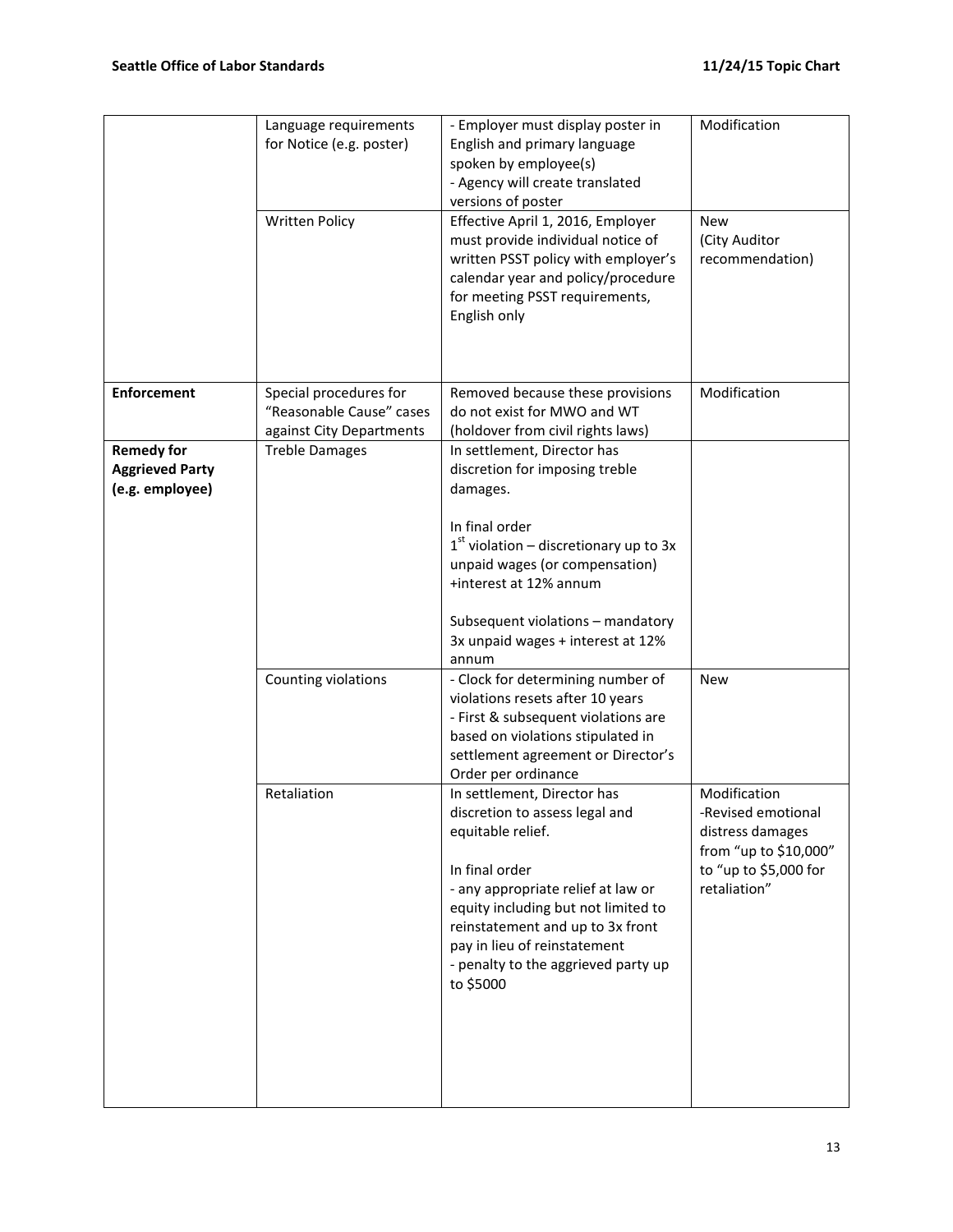| | | | |
|---|---|---|---|
| | Language requirements for Notice (e.g. poster) | - Employer must display poster in English and primary language spoken by employee(s)<br>- Agency will create translated versions of poster | Modification |
| | Written Policy | Effective April 1, 2016, Employer must provide individual notice of written PSST policy with employer's calendar year and policy/procedure for meeting PSST requirements, English only | New<br>(City Auditor recommendation) |
| **Enforcement** | Special procedures for "Reasonable Cause" cases against City Departments | Removed because these provisions do not exist for MWO and WT (holdover from civil rights laws) | Modification |
| **Remedy for Aggrieved Party (e.g. employee)** | Treble Damages | In settlement, Director has discretion for imposing treble damages.<br><br>In final order<br>1st violation – discretionary up to 3x unpaid wages (or compensation) +interest at 12% annum<br><br>Subsequent violations – mandatory 3x unpaid wages + interest at 12% annum | |
| | Counting violations | - Clock for determining number of violations resets after 10 years<br>- First & subsequent violations are based on violations stipulated in settlement agreement or Director's Order per ordinance | New |
| | Retaliation | In settlement, Director has discretion to assess legal and equitable relief.<br><br>In final order<br>- any appropriate relief at law or equity including but not limited to reinstatement and up to 3x front pay in lieu of reinstatement<br>- penalty to the aggrieved party up to $5000 | Modification<br>-Revised emotional distress damages from "up to $10,000" to "up to $5,000 for retaliation" |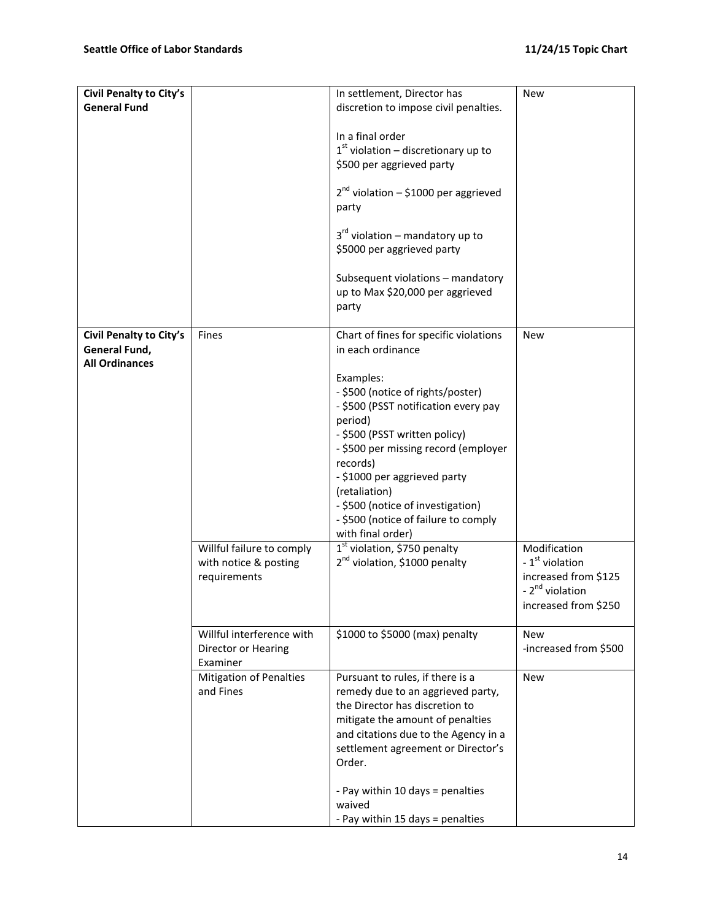| | | | |
|---|---|---|---|
| **Civil Penalty to City's General Fund** | | In settlement, Director has discretion to impose civil penalties.<br><br>In a final order<br>1st violation – discretionary up to \$500 per aggrieved party<br><br>2nd violation – \$1000 per aggrieved party<br><br>3rd violation – mandatory up to \$5000 per aggrieved party<br><br>Subsequent violations – mandatory up to Max \$20,000 per aggrieved party | New |
| **Civil Penalty to City's General Fund, All Ordinances** | Fines | Chart of fines for specific violations in each ordinance<br><br>Examples:<br>- \$500 (notice of rights/poster)<br>- \$500 (PSST notification every pay period)<br>- \$500 (PSST written policy)<br>- \$500 per missing record (employer records)<br>- \$1000 per aggrieved party (retaliation)<br>- \$500 (notice of investigation)<br>- \$500 (notice of failure to comply with final order) | New |
| | Willful failure to comply with notice & posting requirements | 1st violation, \$750 penalty<br>2nd violation, \$1000 penalty | Modification<br>- 1st violation increased from \$125<br>- 2nd violation increased from \$250 |
| | Willful interference with Director or Hearing Examiner | \$1000 to \$5000 (max) penalty | New<br>-increased from \$500 |
| | Mitigation of Penalties and Fines | Pursuant to rules, if there is a remedy due to an aggrieved party, the Director has discretion to mitigate the amount of penalties and citations due to the Agency in a settlement agreement or Director's Order.<br><br>- Pay within 10 days = penalties waived<br>- Pay within 15 days = penalties | New |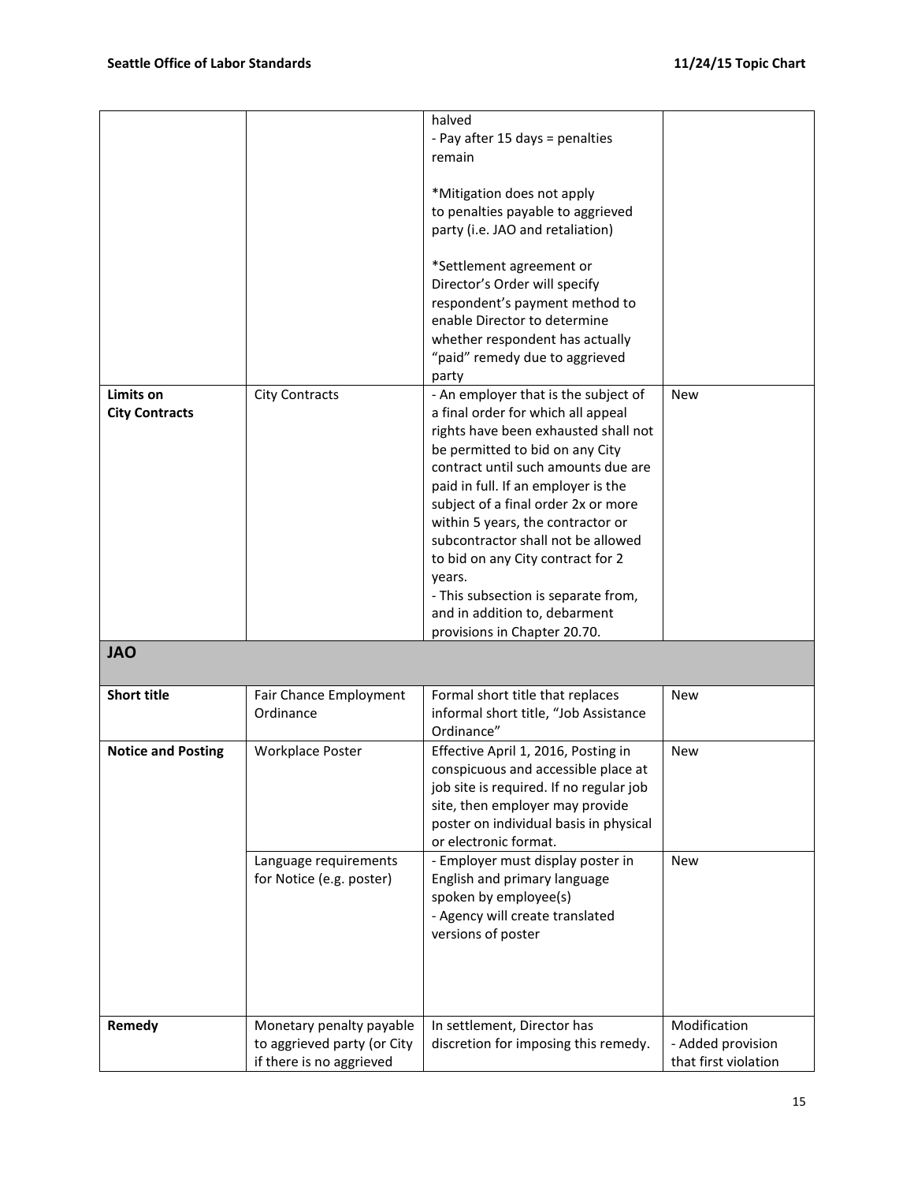| | | halved<br>- Pay after 15 days = penalties remain<br><br>*Mitigation does not apply to penalties payable to aggrieved party (i.e. JAO and retaliation)<br><br>*Settlement agreement or Director's Order will specify respondent's payment method to enable Director to determine whether respondent has actually "paid" remedy due to aggrieved party | |
|---|---|---|---|
| **Limits on City Contracts** | City Contracts | - An employer that is the subject of a final order for which all appeal rights have been exhausted shall not be permitted to bid on any City contract until such amounts due are paid in full. If an employer is the subject of a final order 2x or more within 5 years, the contractor or subcontractor shall not be allowed to bid on any City contract for 2 years.<br>- This subsection is separate from, and in addition to, debarment provisions in Chapter 20.70. | New |
| **JAO** | | | |
| **Short title** | Fair Chance Employment Ordinance | Formal short title that replaces informal short title, "Job Assistance Ordinance" | New |
| **Notice and Posting** | Workplace Poster | Effective April 1, 2016, Posting in conspicuous and accessible place at job site is required. If no regular job site, then employer may provide poster on individual basis in physical or electronic format. | New |
| | Language requirements for Notice (e.g. poster) | - Employer must display poster in English and primary language spoken by employee(s)<br>- Agency will create translated versions of poster | New |
| **Remedy** | Monetary penalty payable to aggrieved party (or City if there is no aggrieved | In settlement, Director has discretion for imposing this remedy. | Modification<br>- Added provision that first violation |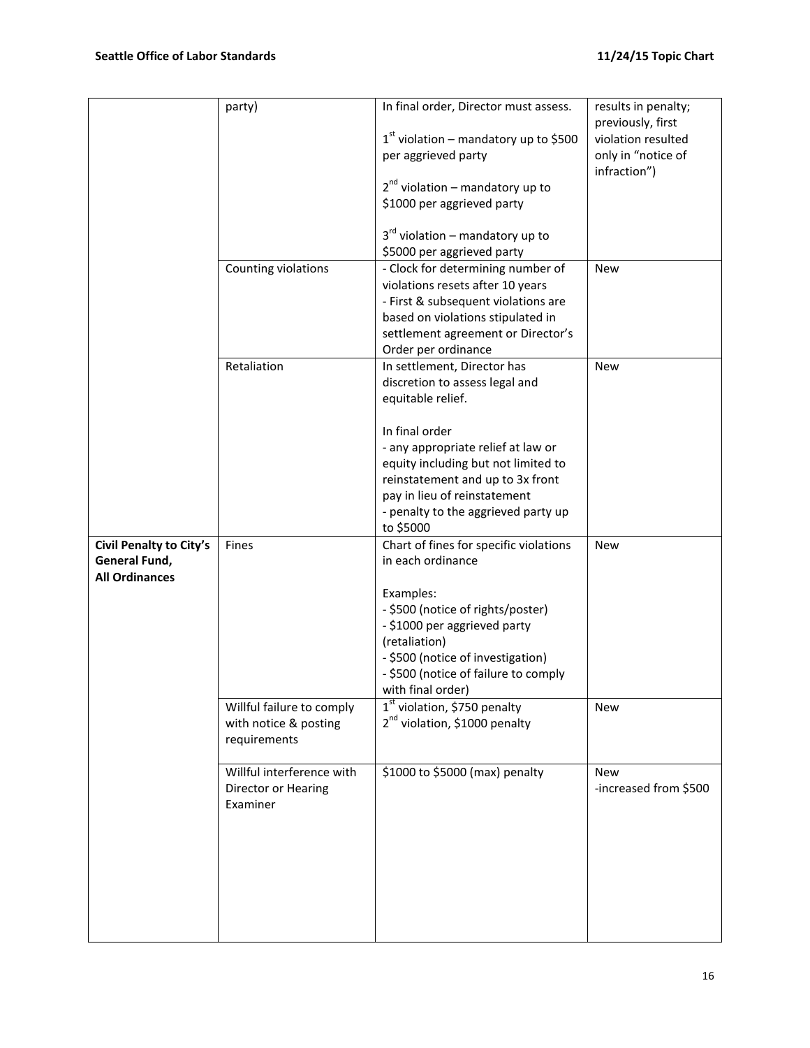| | | | |
|---|---|---|---|
| | party) | In final order, Director must assess.<br><br>1st violation – mandatory up to $500 per aggrieved party<br><br>2nd violation – mandatory up to $1000 per aggrieved party<br><br>3rd violation – mandatory up to $5000 per aggrieved party | results in penalty; previously, first violation resulted only in "notice of infraction") |
| | Counting violations | - Clock for determining number of violations resets after 10 years<br>- First & subsequent violations are based on violations stipulated in settlement agreement or Director's Order per ordinance | New |
| | Retaliation | In settlement, Director has discretion to assess legal and equitable relief.<br><br>In final order<br>- any appropriate relief at law or equity including but not limited to reinstatement and up to 3x front pay in lieu of reinstatement<br>- penalty to the aggrieved party up to $5000 | New |
| **Civil Penalty to City's General Fund, All Ordinances** | Fines | Chart of fines for specific violations in each ordinance<br><br>Examples:<br>- $500 (notice of rights/poster)<br>- $1000 per aggrieved party (retaliation)<br>- $500 (notice of investigation)<br>- $500 (notice of failure to comply with final order) | New |
| | Willful failure to comply with notice & posting requirements | 1st violation, $750 penalty<br>2nd violation, $1000 penalty | New |
| | Willful interference with Director or Hearing Examiner | $1000 to $5000 (max) penalty | New<br>-increased from $500 |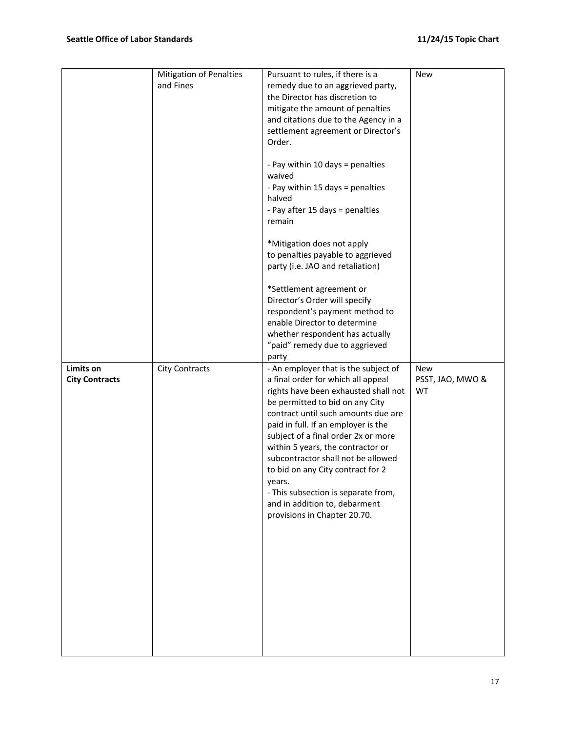| | | | |
|---|---|---|---|
| | Mitigation of Penalties and Fines | Pursuant to rules, if there is a remedy due to an aggrieved party, the Director has discretion to mitigate the amount of penalties and citations due to the Agency in a settlement agreement or Director's Order.<br><br>- Pay within 10 days = penalties waived<br>- Pay within 15 days = penalties halved<br>- Pay after 15 days = penalties remain<br><br>*Mitigation does not apply to penalties payable to aggrieved party (i.e. JAO and retaliation)<br><br>*Settlement agreement or Director's Order will specify respondent's payment method to enable Director to determine whether respondent has actually "paid" remedy due to aggrieved party | New |
| **Limits on City Contracts** | City Contracts | - An employer that is the subject of a final order for which all appeal rights have been exhausted shall not be permitted to bid on any City contract until such amounts due are paid in full. If an employer is the subject of a final order 2x or more within 5 years, the contractor or subcontractor shall not be allowed to bid on any City contract for 2 years.<br>- This subsection is separate from, and in addition to, debarment provisions in Chapter 20.70. | New<br>PSST, JAO, MWO & WT |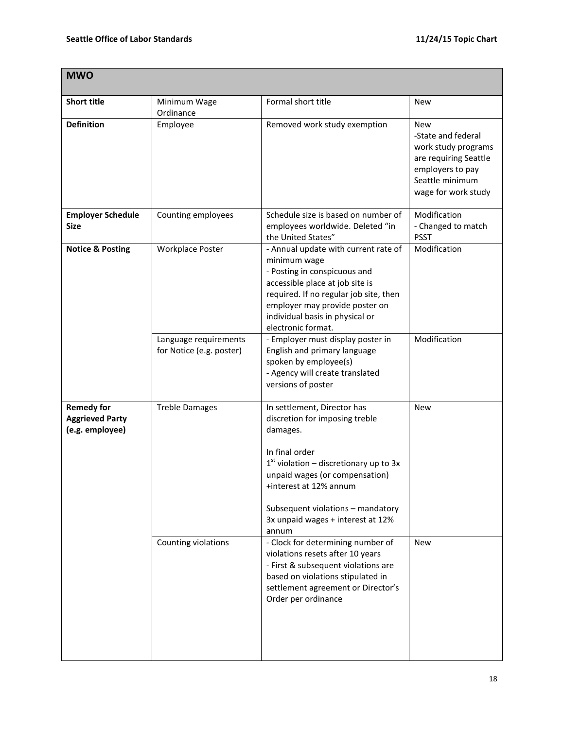| MWO | | | |
|---|---|---|---|
| **Short title** | Minimum Wage Ordinance | Formal short title | New |
| **Definition** | Employee | Removed work study exemption | New<br>-State and federal work study programs are requiring Seattle employers to pay Seattle minimum wage for work study |
| **Employer Schedule Size** | Counting employees | Schedule size is based on number of employees worldwide. Deleted "in the United States" | Modification<br>- Changed to match PSST |
| **Notice & Posting** | Workplace Poster | - Annual update with current rate of minimum wage<br>- Posting in conspicuous and accessible place at job site is required. If no regular job site, then employer may provide poster on individual basis in physical or electronic format. | Modification |
| | Language requirements for Notice (e.g. poster) | - Employer must display poster in English and primary language spoken by employee(s)<br>- Agency will create translated versions of poster | Modification |
| **Remedy for Aggrieved Party (e.g. employee)** | Treble Damages | In settlement, Director has discretion for imposing treble damages.<br><br>In final order<br>1st violation – discretionary up to 3x unpaid wages (or compensation) +interest at 12% annum<br><br>Subsequent violations – mandatory 3x unpaid wages + interest at 12% annum | New |
| | Counting violations | - Clock for determining number of violations resets after 10 years<br>- First & subsequent violations are based on violations stipulated in settlement agreement or Director's Order per ordinance | New |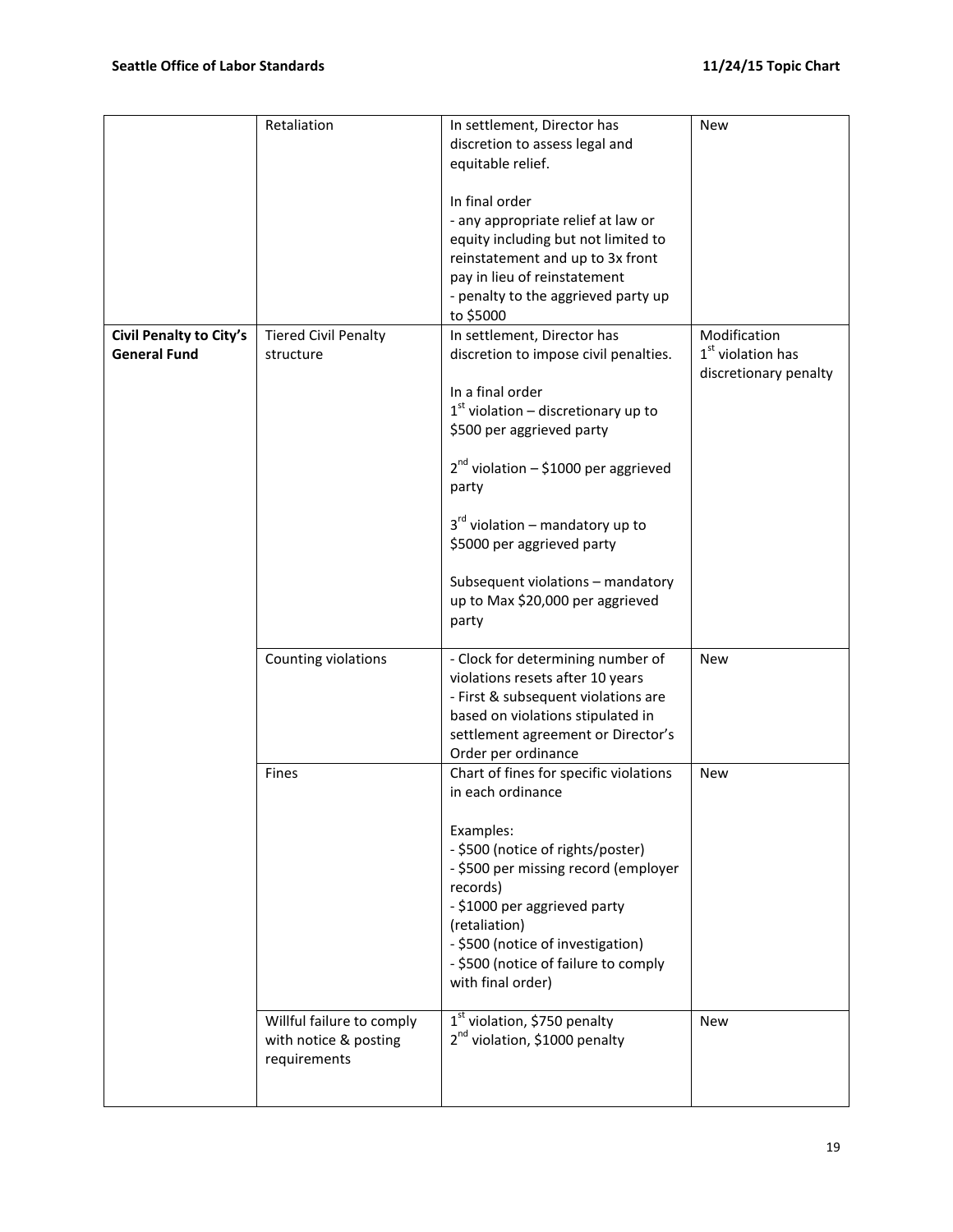| | | | |
|---|---|---|---|
| | Retaliation | In settlement, Director has discretion to assess legal and equitable relief.<br><br>In final order<br>- any appropriate relief at law or equity including but not limited to reinstatement and up to 3x front pay in lieu of reinstatement<br>- penalty to the aggrieved party up to \$5000 | New |
| **Civil Penalty to City's General Fund** | Tiered Civil Penalty structure | In settlement, Director has discretion to impose civil penalties.<br><br>In a final order<br>1st violation – discretionary up to \$500 per aggrieved party<br><br>2nd violation – \$1000 per aggrieved party<br><br>3rd violation – mandatory up to \$5000 per aggrieved party<br><br>Subsequent violations – mandatory up to Max \$20,000 per aggrieved party | Modification<br>1st violation has discretionary penalty |
| | Counting violations | - Clock for determining number of violations resets after 10 years<br>- First & subsequent violations are based on violations stipulated in settlement agreement or Director's Order per ordinance | New |
| | Fines | Chart of fines for specific violations in each ordinance<br><br>Examples:<br>- \$500 (notice of rights/poster)<br>- \$500 per missing record (employer records)<br>- \$1000 per aggrieved party (retaliation)<br>- \$500 (notice of investigation)<br>- \$500 (notice of failure to comply with final order) | New |
| | Willful failure to comply with notice & posting requirements | 1st violation, \$750 penalty<br>2nd violation, \$1000 penalty | New |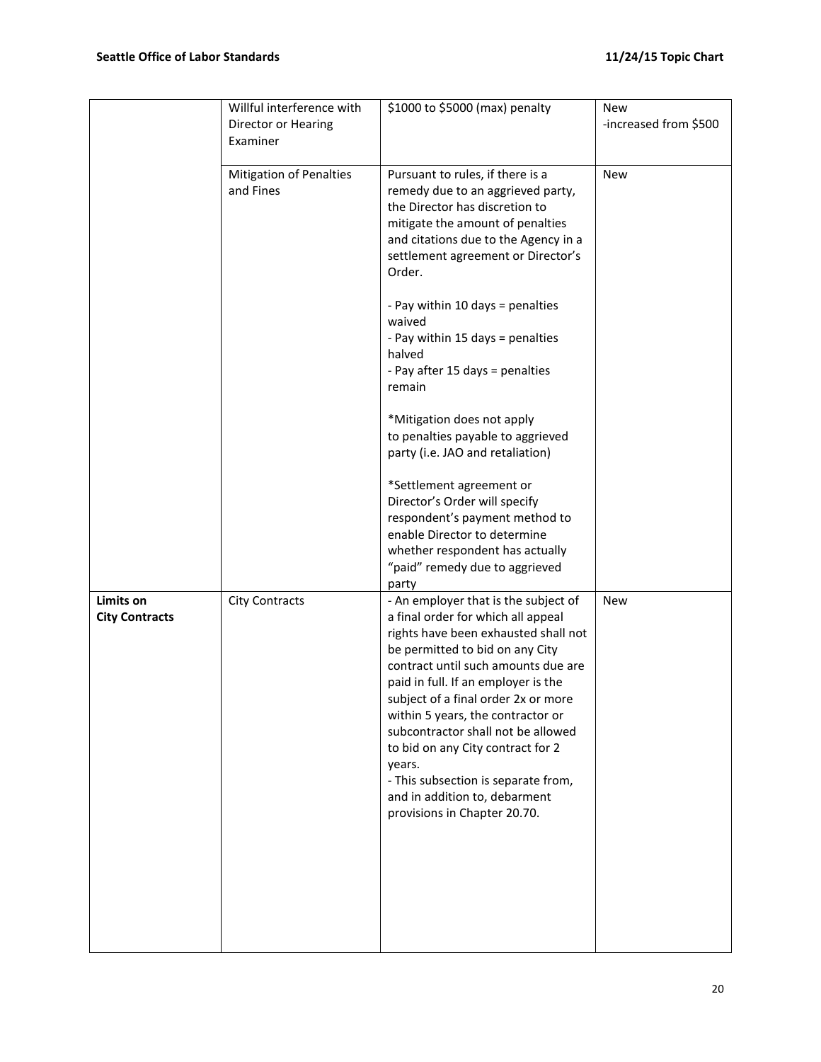| | | | |
|---|---|---|---|
| | Willful interference with Director or Hearing Examiner | $1000 to $5000 (max) penalty | New<br>-increased from $500 |
| | Mitigation of Penalties and Fines | Pursuant to rules, if there is a remedy due to an aggrieved party, the Director has discretion to mitigate the amount of penalties and citations due to the Agency in a settlement agreement or Director's Order.<br><br>- Pay within 10 days = penalties waived<br>- Pay within 15 days = penalties halved<br>- Pay after 15 days = penalties remain<br><br>*Mitigation does not apply to penalties payable to aggrieved party (i.e. JAO and retaliation)<br><br>*Settlement agreement or Director's Order will specify respondent's payment method to enable Director to determine whether respondent has actually "paid" remedy due to aggrieved party | New |
| **Limits on City Contracts** | City Contracts | - An employer that is the subject of a final order for which all appeal rights have been exhausted shall not be permitted to bid on any City contract until such amounts due are paid in full. If an employer is the subject of a final order 2x or more within 5 years, the contractor or subcontractor shall not be allowed to bid on any City contract for 2 years.<br>- This subsection is separate from, and in addition to, debarment provisions in Chapter 20.70. | New |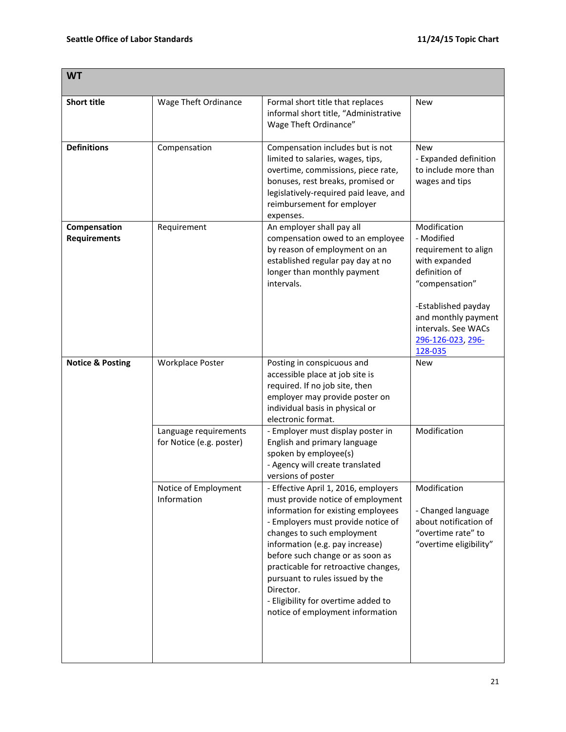| WT | | | |
|---|---|---|---|
| **Short title** | Wage Theft Ordinance | Formal short title that replaces informal short title, "Administrative Wage Theft Ordinance" | New |
| **Definitions** | Compensation | Compensation includes but is not limited to salaries, wages, tips, overtime, commissions, piece rate, bonuses, rest breaks, promised or legislatively-required paid leave, and reimbursement for employer expenses. | New<br>- Expanded definition to include more than wages and tips |
| **Compensation Requirements** | Requirement | An employer shall pay all compensation owed to an employee by reason of employment on an established regular pay day at no longer than monthly payment intervals. | Modification<br>- Modified requirement to align with expanded definition of "compensation"<br><br>-Established payday and monthly payment intervals. See WACs 296-126-023, 296-128-035 |
| **Notice & Posting** | Workplace Poster | Posting in conspicuous and accessible place at job site is required. If no job site, then employer may provide poster on individual basis in physical or electronic format. | New |
| | Language requirements for Notice (e.g. poster) | - Employer must display poster in English and primary language spoken by employee(s)<br>- Agency will create translated versions of poster | Modification |
| | Notice of Employment Information | - Effective April 1, 2016, employers must provide notice of employment information for existing employees<br>- Employers must provide notice of changes to such employment information (e.g. pay increase) before such change or as soon as practicable for retroactive changes, pursuant to rules issued by the Director.<br>- Eligibility for overtime added to notice of employment information | Modification<br><br>- Changed language about notification of "overtime rate" to "overtime eligibility" |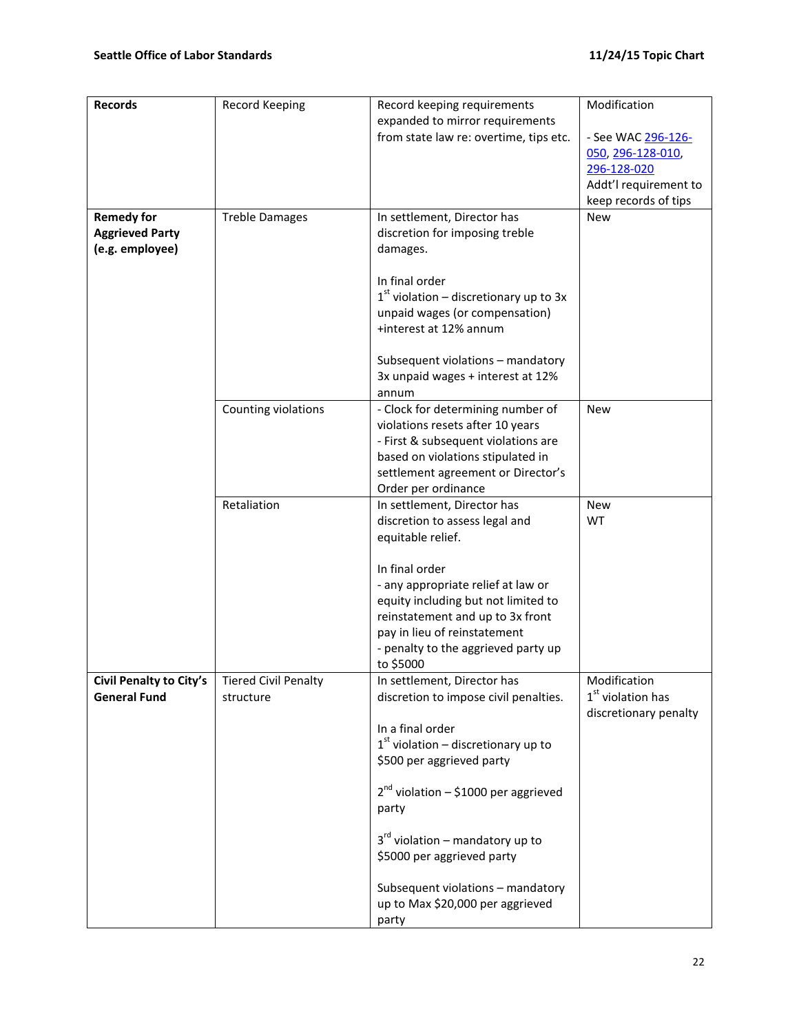| **Records** | Record Keeping | Record keeping requirements expanded to mirror requirements from state law re: overtime, tips etc. | Modification<br><br>- See WAC 296-126-050, 296-128-010, 296-128-020<br>Addt'l requirement to keep records of tips |
|---|---|---|---|
| **Remedy for Aggrieved Party (e.g. employee)** | Treble Damages | In settlement, Director has discretion for imposing treble damages.<br><br>In final order<br>1st violation – discretionary up to 3x unpaid wages (or compensation) +interest at 12% annum<br><br>Subsequent violations – mandatory 3x unpaid wages + interest at 12% annum | New |
| | Counting violations | - Clock for determining number of violations resets after 10 years<br>- First & subsequent violations are based on violations stipulated in settlement agreement or Director's Order per ordinance | New |
| | Retaliation | In settlement, Director has discretion to assess legal and equitable relief.<br><br>In final order<br>- any appropriate relief at law or equity including but not limited to reinstatement and up to 3x front pay in lieu of reinstatement<br>- penalty to the aggrieved party up to $5000 | New<br>WT |
| **Civil Penalty to City's General Fund** | Tiered Civil Penalty structure | In settlement, Director has discretion to impose civil penalties.<br><br>In a final order<br>1st violation – discretionary up to $500 per aggrieved party<br><br>2nd violation – $1000 per aggrieved party<br><br>3rd violation – mandatory up to $5000 per aggrieved party<br><br>Subsequent violations – mandatory up to Max $20,000 per aggrieved party | Modification<br>1st violation has discretionary penalty |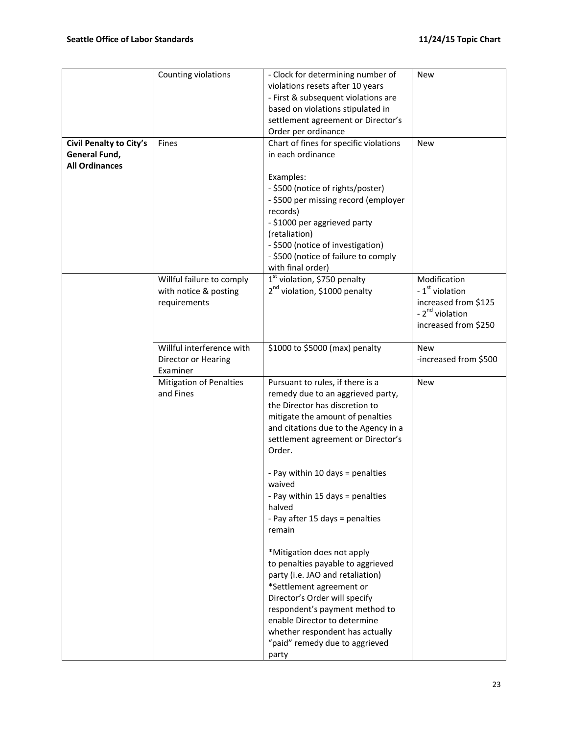| | | | |
|---|---|---|---|
| | Counting violations | - Clock for determining number of violations resets after 10 years<br>- First & subsequent violations are based on violations stipulated in settlement agreement or Director's Order per ordinance | New |
| **Civil Penalty to City's General Fund, All Ordinances** | Fines | Chart of fines for specific violations in each ordinance<br><br>Examples:<br>- $500 (notice of rights/poster)<br>- $500 per missing record (employer records)<br>- $1000 per aggrieved party (retaliation)<br>- $500 (notice of investigation)<br>- $500 (notice of failure to comply with final order) | New |
| | Willful failure to comply with notice & posting requirements | 1st violation, $750 penalty<br>2nd violation, $1000 penalty | Modification<br>- 1st violation increased from $125<br>- 2nd violation increased from $250 |
| | Willful interference with Director or Hearing Examiner | $1000 to $5000 (max) penalty | New<br>-increased from $500 |
| | Mitigation of Penalties and Fines | Pursuant to rules, if there is a remedy due to an aggrieved party, the Director has discretion to mitigate the amount of penalties and citations due to the Agency in a settlement agreement or Director's Order.<br><br>- Pay within 10 days = penalties waived<br>- Pay within 15 days = penalties halved<br>- Pay after 15 days = penalties remain<br><br>*Mitigation does not apply to penalties payable to aggrieved party (i.e. JAO and retaliation)<br>*Settlement agreement or Director's Order will specify respondent's payment method to enable Director to determine whether respondent has actually "paid" remedy due to aggrieved party | New |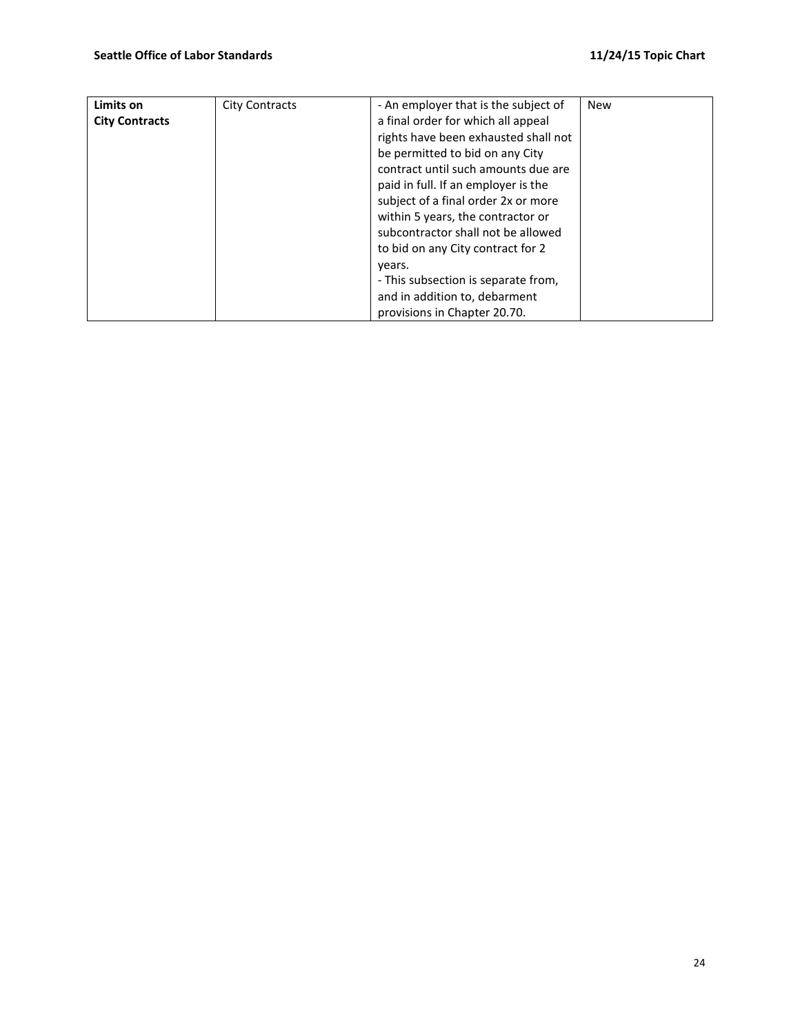| | | | |
|---|---|---|---|
| **Limits on City Contracts** | City Contracts | - An employer that is the subject of a final order for which all appeal rights have been exhausted shall not be permitted to bid on any City contract until such amounts due are paid in full. If an employer is the subject of a final order 2x or more within 5 years, the contractor or subcontractor shall not be allowed to bid on any City contract for 2 years.<br>- This subsection is separate from, and in addition to, debarment provisions in Chapter 20.70. | New |